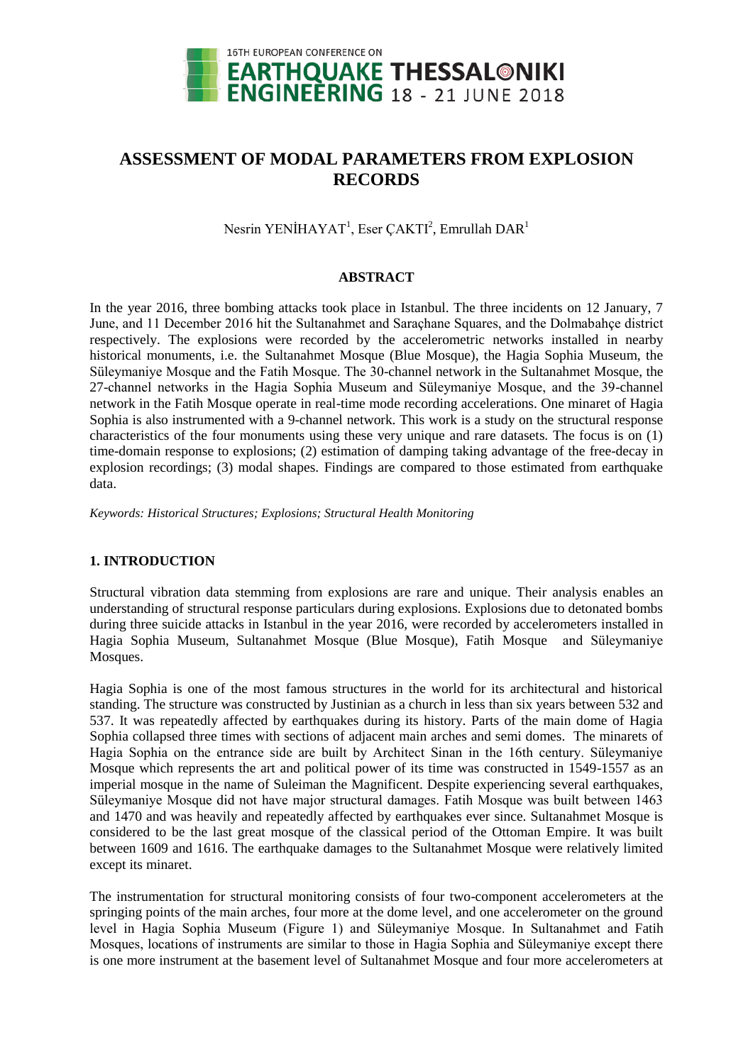# ASSESSMENT OF MODAL PARAMETERS FROM EXPLOSION RECORDS

Nesrin YENİHAYAT[1], Eser ÇAKTI[2], Emrullah DAR[1]

## ABSTRACT

In the year 2016, three bombing attacks took place in Istanbul. The three incidents on 12 January, 7 June, and 11 December 2016 hit the Sultanahmet and Saraçhane Squares, and the Dolmabahçe district respectively. The explosions were recorded by the accelerometric networks installed in nearby historical monuments, i.e. the Sultanahmet Mosque (Blue Mosque), the Hagia Sophia Museum, the Süleymaniye Mosque and the Fatih Mosque. The 30-channel network in the Sultanahmet Mosque, the 27-channel networks in the Hagia Sophia Museum and Süleymaniye Mosque, and the 39-channel network in the Fatih Mosque operate in real-time mode recording accelerations. One minaret of Hagia Sophia is also instrumented with a 9-channel network. This work is a study on the structural response characteristics of the four monuments using these very unique and rare datasets. The focus is on (1) time-domain response to explosions; (2) estimation of damping taking advantage of the free-decay in explosion recordings; (3) modal shapes. Findings are compared to those estimated from earthquake data.

*Keywords: Historical Structures; Explosions; Structural Health Monitoring*

## 1. INTRODUCTION

Structural vibration data stemming from explosions are rare and unique. Their analysis enables an understanding of structural response particulars during explosions. Explosions due to detonated bombs during three suicide attacks in Istanbul in the year 2016, were recorded by accelerometers installed in Hagia Sophia Museum, Sultanahmet Mosque (Blue Mosque), Fatih Mosque and Süleymaniye Mosques.

Hagia Sophia is one of the most famous structures in the world for its architectural and historical standing. The structure was constructed by Justinian as a church in less than six years between 532 and 537. It was repeatedly affected by earthquakes during its history. Parts of the main dome of Hagia Sophia collapsed three times with sections of adjacent main arches and semi domes. The minarets of Hagia Sophia on the entrance side are built by Architect Sinan in the 16th century. Süleymaniye Mosque which represents the art and political power of its time was constructed in 1549-1557 as an imperial mosque in the name of Suleiman the Magnificent. Despite experiencing several earthquakes, Süleymaniye Mosque did not have major structural damages. Fatih Mosque was built between 1463 and 1470 and was heavily and repeatedly affected by earthquakes ever since. Sultanahmet Mosque is considered to be the last great mosque of the classical period of the Ottoman Empire. It was built between 1609 and 1616. The earthquake damages to the Sultanahmet Mosque were relatively limited except its minaret.

The instrumentation for structural monitoring consists of four two-component accelerometers at the springing points of the main arches, four more at the dome level, and one accelerometer on the ground level in Hagia Sophia Museum (Figure 1) and Süleymaniye Mosque. In Sultanahmet and Fatih Mosques, locations of instruments are similar to those in Hagia Sophia and Süleymaniye except there is one more instrument at the basement level of Sultanahmet Mosque and four more accelerometers at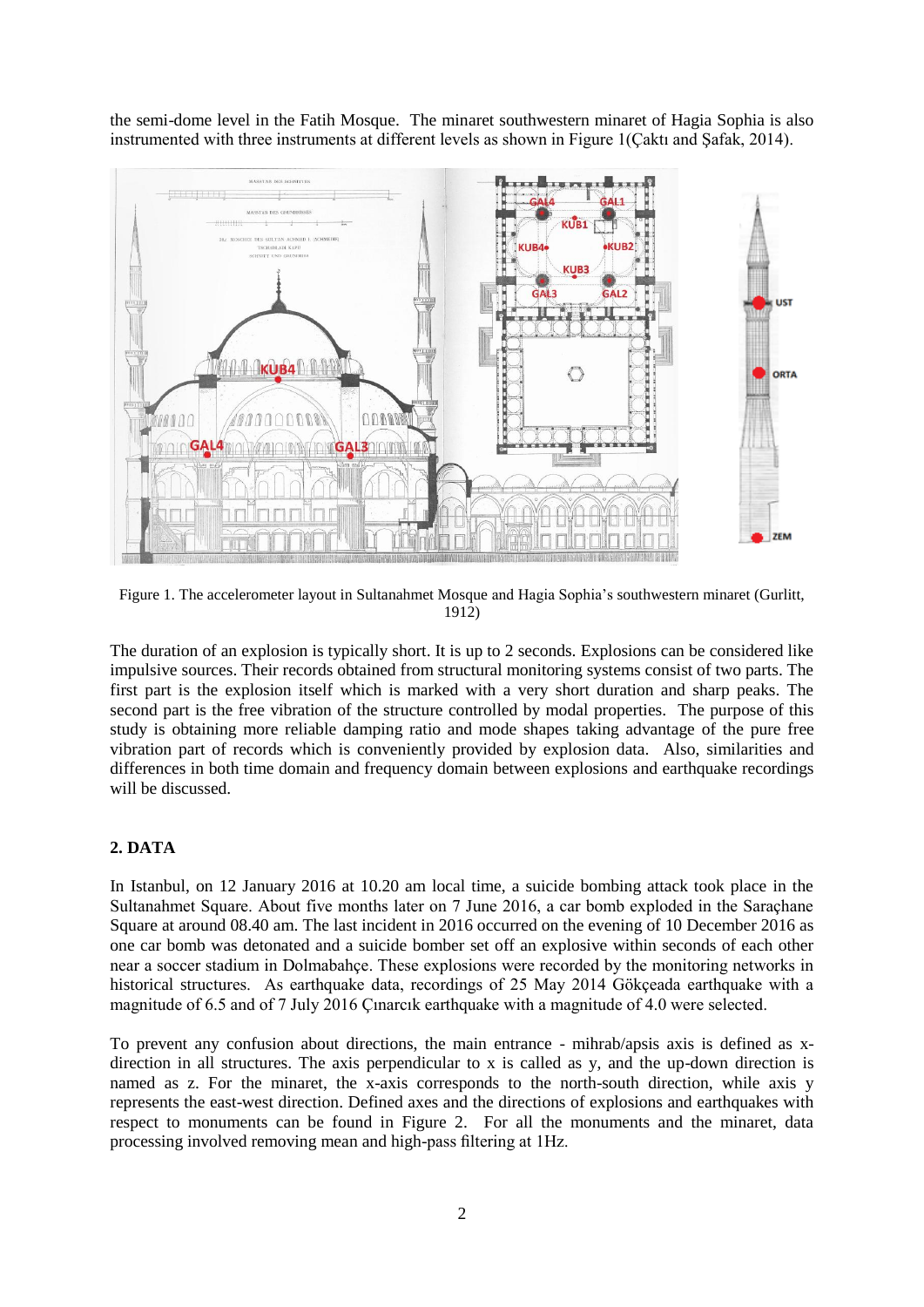the semi-dome level in the Fatih Mosque. The minaret southwestern minaret of Hagia Sophia is also instrumented with three instruments at different levels as shown in Figure 1(Çaktı and Şafak, 2014).

Figure 1. The accelerometer layout in Sultanahmet Mosque and Hagia Sophia's southwestern minaret (Gurlitt, 1912)

The duration of an explosion is typically short. It is up to 2 seconds. Explosions can be considered like impulsive sources. Their records obtained from structural monitoring systems consist of two parts. The first part is the explosion itself which is marked with a very short duration and sharp peaks. The second part is the free vibration of the structure controlled by modal properties. The purpose of this study is obtaining more reliable damping ratio and mode shapes taking advantage of the pure free vibration part of records which is conveniently provided by explosion data. Also, similarities and differences in both time domain and frequency domain between explosions and earthquake recordings will be discussed.

## 2. DATA

In Istanbul, on 12 January 2016 at 10.20 am local time, a suicide bombing attack took place in the Sultanahmet Square. About five months later on 7 June 2016, a car bomb exploded in the Saraçhane Square at around 08.40 am. The last incident in 2016 occurred on the evening of 10 December 2016 as one car bomb was detonated and a suicide bomber set off an explosive within seconds of each other near a soccer stadium in Dolmabahçe. These explosions were recorded by the monitoring networks in historical structures. As earthquake data, recordings of 25 May 2014 Gökçeada earthquake with a magnitude of 6.5 and of 7 July 2016 Çınarcık earthquake with a magnitude of 4.0 were selected.

To prevent any confusion about directions, the main entrance - mihrab/apsis axis is defined as x-direction in all structures. The axis perpendicular to x is called as y, and the up-down direction is named as z. For the minaret, the x-axis corresponds to the north-south direction, while axis y represents the east-west direction. Defined axes and the directions of explosions and earthquakes with respect to monuments can be found in Figure 2. For all the monuments and the minaret, data processing involved removing mean and high-pass filtering at 1Hz.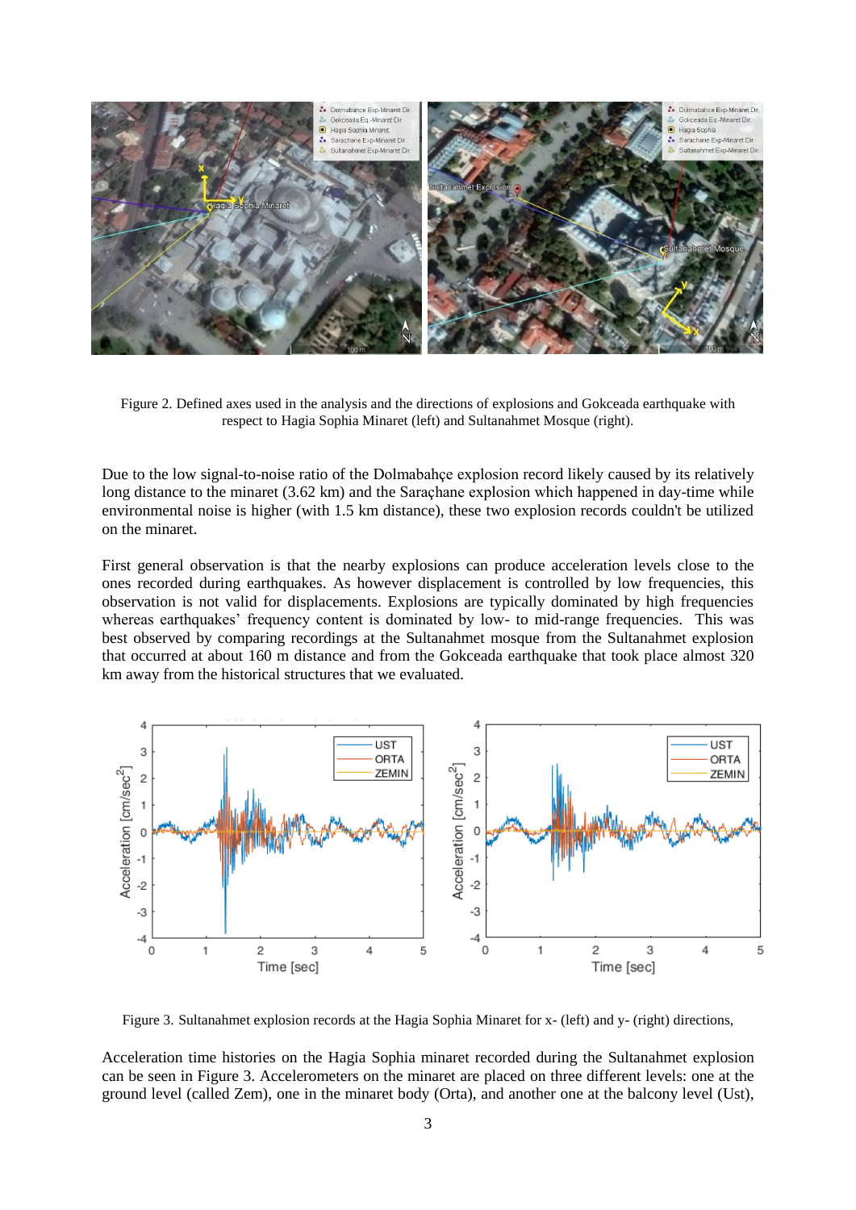Figure 2. Defined axes used in the analysis and the directions of explosions and Gokceada earthquake with respect to Hagia Sophia Minaret (left) and Sultanahmet Mosque (right).

Due to the low signal-to-noise ratio of the Dolmabahçe explosion record likely caused by its relatively long distance to the minaret (3.62 km) and the Saraçhane explosion which happened in day-time while environmental noise is higher (with 1.5 km distance), these two explosion records couldn't be utilized on the minaret.

First general observation is that the nearby explosions can produce acceleration levels close to the ones recorded during earthquakes. As however displacement is controlled by low frequencies, this observation is not valid for displacements. Explosions are typically dominated by high frequencies whereas earthquakes' frequency content is dominated by low- to mid-range frequencies. This was best observed by comparing recordings at the Sultanahmet mosque from the Sultanahmet explosion that occurred at about 160 m distance and from the Gokceada earthquake that took place almost 320 km away from the historical structures that we evaluated.

Figure 3. Sultanahmet explosion records at the Hagia Sophia Minaret for x- (left) and y- (right) directions,

Acceleration time histories on the Hagia Sophia minaret recorded during the Sultanahmet explosion can be seen in Figure 3. Accelerometers on the minaret are placed on three different levels: one at the ground level (called Zem), one in the minaret body (Orta), and another one at the balcony level (Ust),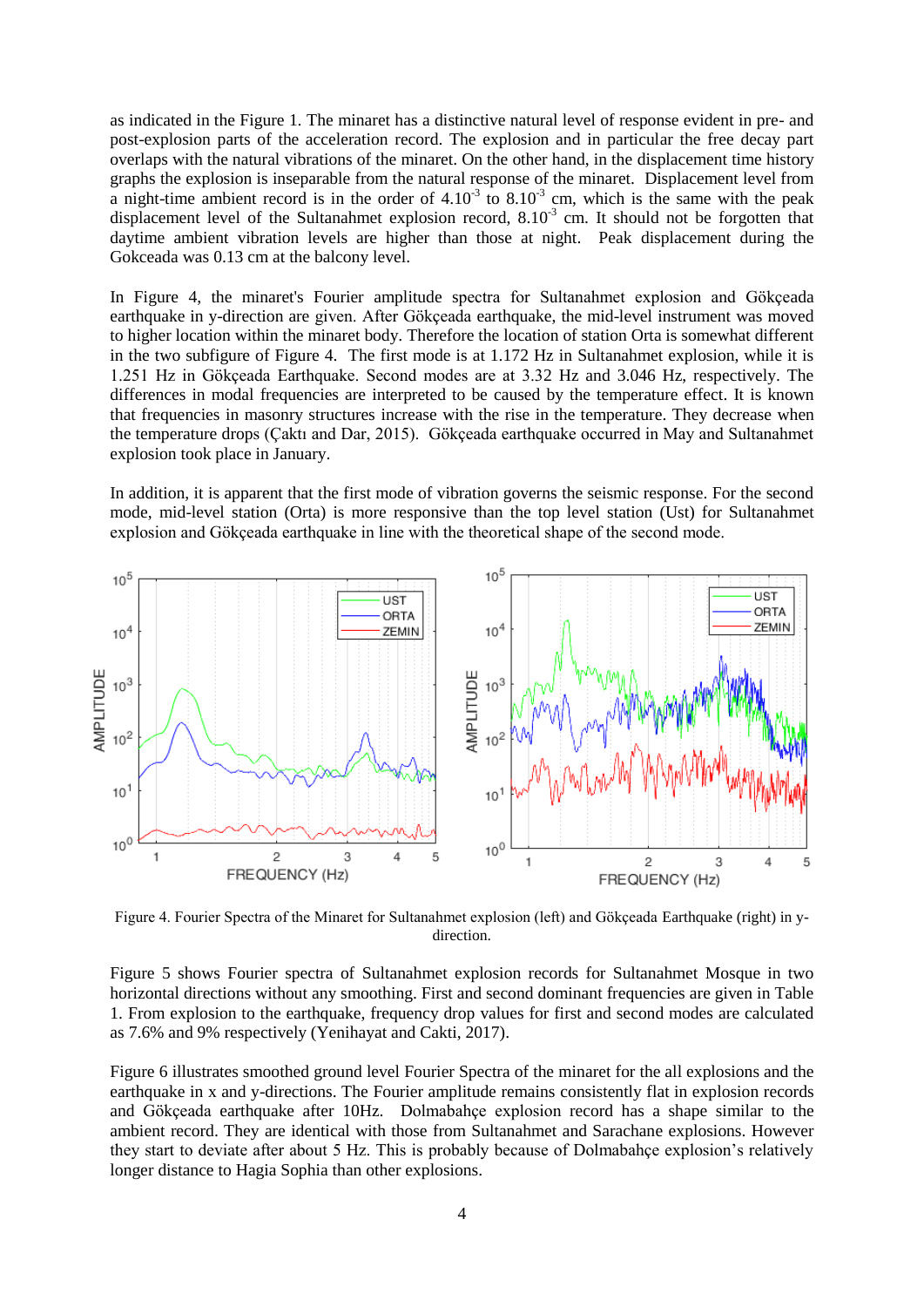as indicated in the Figure 1. The minaret has a distinctive natural level of response evident in pre- and post-explosion parts of the acceleration record. The explosion and in particular the free decay part overlaps with the natural vibrations of the minaret. On the other hand, in the displacement time history graphs the explosion is inseparable from the natural response of the minaret. Displacement level from a night-time ambient record is in the order of $4.10^{-3}$ to $8.10^{-3}$ cm, which is the same with the peak displacement level of the Sultanahmet explosion record, $8.10^{-3}$ cm. It should not be forgotten that daytime ambient vibration levels are higher than those at night. Peak displacement during the Gokceada was 0.13 cm at the balcony level.

In Figure 4, the minaret's Fourier amplitude spectra for Sultanahmet explosion and Gökçeada earthquake in y-direction are given. After Gökçeada earthquake, the mid-level instrument was moved to higher location within the minaret body. Therefore the location of station Orta is somewhat different in the two subfigure of Figure 4. The first mode is at 1.172 Hz in Sultanahmet explosion, while it is 1.251 Hz in Gökçeada Earthquake. Second modes are at 3.32 Hz and 3.046 Hz, respectively. The differences in modal frequencies are interpreted to be caused by the temperature effect. It is known that frequencies in masonry structures increase with the rise in the temperature. They decrease when the temperature drops (Çaktı and Dar, 2015). Gökçeada earthquake occurred in May and Sultanahmet explosion took place in January.

In addition, it is apparent that the first mode of vibration governs the seismic response. For the second mode, mid-level station (Orta) is more responsive than the top level station (Ust) for Sultanahmet explosion and Gökçeada earthquake in line with the theoretical shape of the second mode.

Figure 4. Fourier Spectra of the Minaret for Sultanahmet explosion (left) and Gökçeada Earthquake (right) in y-direction.

Figure 5 shows Fourier spectra of Sultanahmet explosion records for Sultanahmet Mosque in two horizontal directions without any smoothing. First and second dominant frequencies are given in Table 1. From explosion to the earthquake, frequency drop values for first and second modes are calculated as 7.6% and 9% respectively (Yenihayat and Cakti, 2017).

Figure 6 illustrates smoothed ground level Fourier Spectra of the minaret for the all explosions and the earthquake in x and y-directions. The Fourier amplitude remains consistently flat in explosion records and Gökçeada earthquake after 10Hz. Dolmabahçe explosion record has a shape similar to the ambient record. They are identical with those from Sultanahmet and Sarachane explosions. However they start to deviate after about 5 Hz. This is probably because of Dolmabahçe explosion's relatively longer distance to Hagia Sophia than other explosions.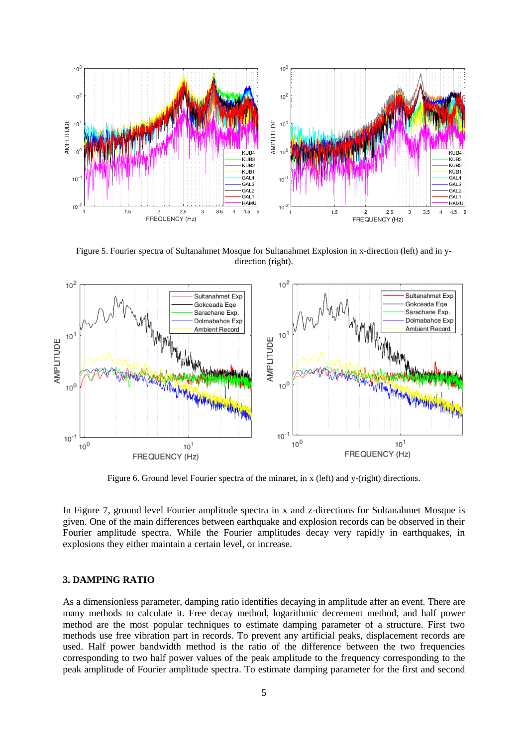Figure 5. Fourier spectra of Sultanahmet Mosque for Sultanahmet Explosion in x-direction (left) and in y-direction (right).

Figure 6. Ground level Fourier spectra of the minaret, in x (left) and y-(right) directions.

In Figure 7, ground level Fourier amplitude spectra in x and z-directions for Sultanahmet Mosque is given. One of the main differences between earthquake and explosion records can be observed in their Fourier amplitude spectra. While the Fourier amplitudes decay very rapidly in earthquakes, in explosions they either maintain a certain level, or increase.

## 3. DAMPING RATIO

As a dimensionless parameter, damping ratio identifies decaying in amplitude after an event. There are many methods to calculate it. Free decay method, logarithmic decrement method, and half power method are the most popular techniques to estimate damping parameter of a structure. First two methods use free vibration part in records. To prevent any artificial peaks, displacement records are used. Half power bandwidth method is the ratio of the difference between the two frequencies corresponding to two half power values of the peak amplitude to the frequency corresponding to the peak amplitude of Fourier amplitude spectra. To estimate damping parameter for the first and second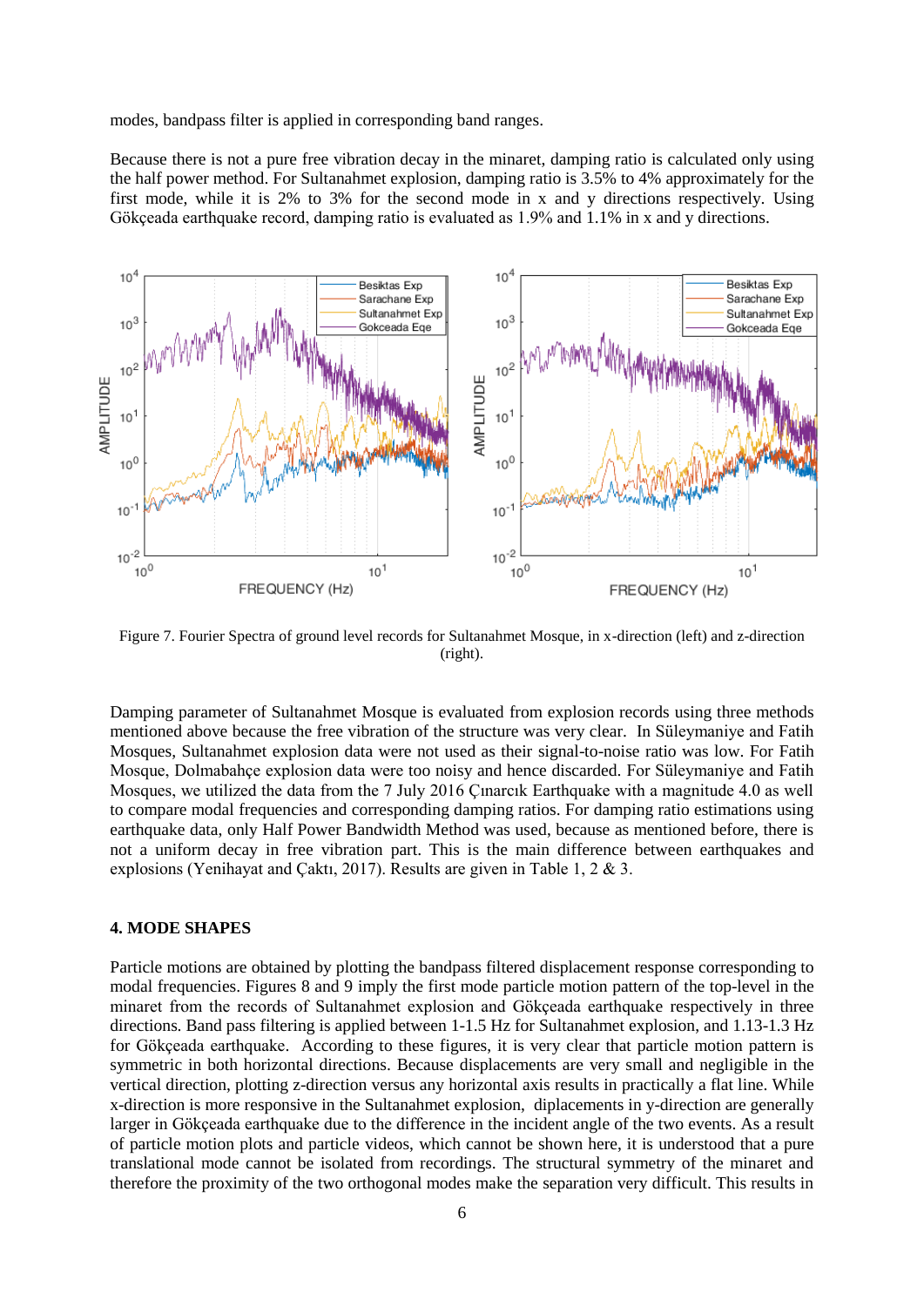modes, bandpass filter is applied in corresponding band ranges.

Because there is not a pure free vibration decay in the minaret, damping ratio is calculated only using the half power method. For Sultanahmet explosion, damping ratio is 3.5% to 4% approximately for the first mode, while it is 2% to 3% for the second mode in x and y directions respectively. Using Gökçeada earthquake record, damping ratio is evaluated as 1.9% and 1.1% in x and y directions.

Figure 7. Fourier Spectra of ground level records for Sultanahmet Mosque, in x-direction (left) and z-direction (right).

Damping parameter of Sultanahmet Mosque is evaluated from explosion records using three methods mentioned above because the free vibration of the structure was very clear. In Süleymaniye and Fatih Mosques, Sultanahmet explosion data were not used as their signal-to-noise ratio was low. For Fatih Mosque, Dolmabahçe explosion data were too noisy and hence discarded. For Süleymaniye and Fatih Mosques, we utilized the data from the 7 July 2016 Çınarcık Earthquake with a magnitude 4.0 as well to compare modal frequencies and corresponding damping ratios. For damping ratio estimations using earthquake data, only Half Power Bandwidth Method was used, because as mentioned before, there is not a uniform decay in free vibration part. This is the main difference between earthquakes and explosions (Yenihayat and Çaktı, 2017). Results are given in Table 1, 2 & 3.

## 4. MODE SHAPES

Particle motions are obtained by plotting the bandpass filtered displacement response corresponding to modal frequencies. Figures 8 and 9 imply the first mode particle motion pattern of the top-level in the minaret from the records of Sultanahmet explosion and Gökçeada earthquake respectively in three directions. Band pass filtering is applied between 1-1.5 Hz for Sultanahmet explosion, and 1.13-1.3 Hz for Gökçeada earthquake. According to these figures, it is very clear that particle motion pattern is symmetric in both horizontal directions. Because displacements are very small and negligible in the vertical direction, plotting z-direction versus any horizontal axis results in practically a flat line. While x-direction is more responsive in the Sultanahmet explosion, diplacements in y-direction are generally larger in Gökçeada earthquake due to the difference in the incident angle of the two events. As a result of particle motion plots and particle videos, which cannot be shown here, it is understood that a pure translational mode cannot be isolated from recordings. The structural symmetry of the minaret and therefore the proximity of the two orthogonal modes make the separation very difficult. This results in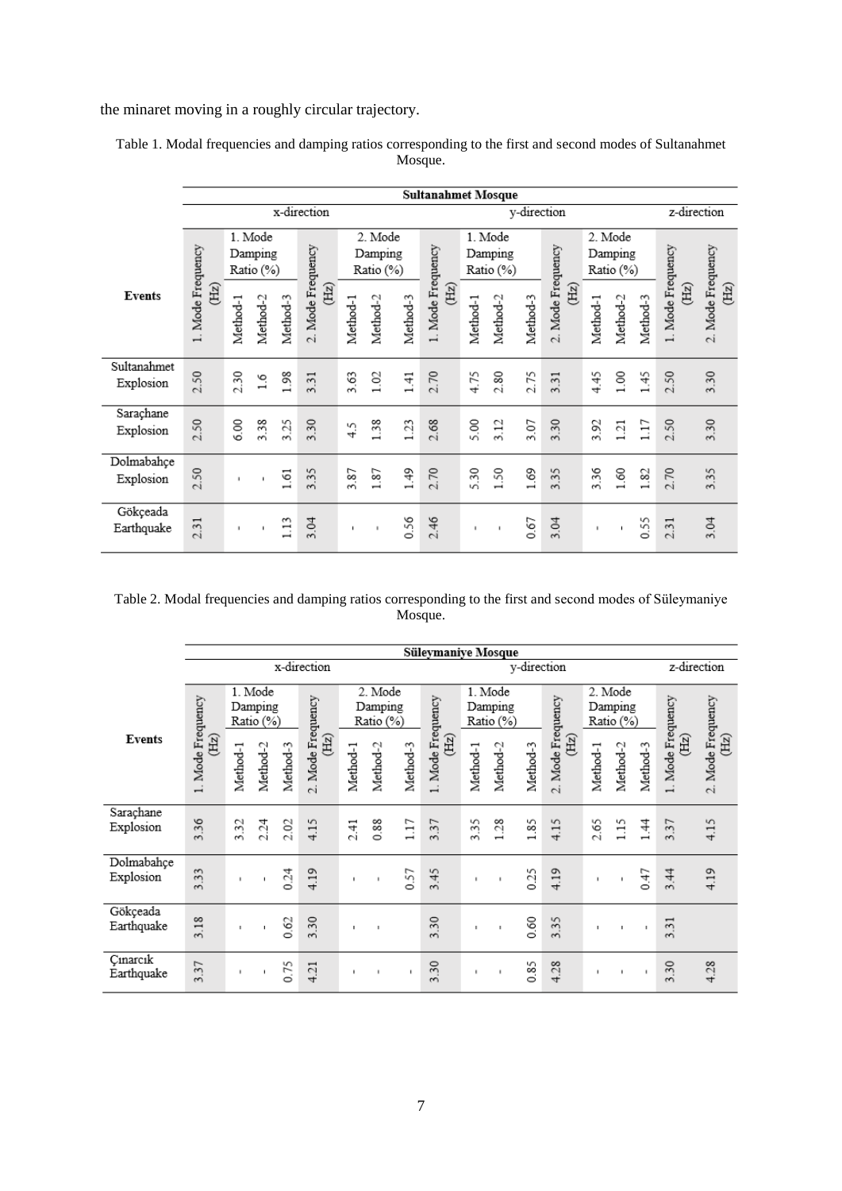the minaret moving in a roughly circular trajectory.

Table 1. Modal frequencies and damping ratios corresponding to the first and second modes of Sultanahmet Mosque.

| Events | Sultanahmet Mosque | | | | | | | | | | | | | | | | | |
|---|---|---|---|---|---|---|---|---|---|---|---|---|---|---|---|---|---|---|
| | x-direction | | | | | | | | y-direction | | | | | | | | z-direction | |
| | 1. Mode Frequency (Hz) | 1. Mode Damping Ratio (%) | | | 2. Mode Frequency (Hz) | 2. Mode Damping Ratio (%) | | | 1. Mode Frequency (Hz) | 1. Mode Damping Ratio (%) | | | 2. Mode Frequency (Hz) | 2. Mode Damping Ratio (%) | | | 1. Mode Frequency (Hz) | 2. Mode Frequency (Hz) |
| | | Method-1 | Method-2 | Method-3 | | Method-1 | Method-2 | Method-3 | | Method-1 | Method-2 | Method-3 | | Method-1 | Method-2 | Method-3 | | |
| Sultanahmet Explosion | 2.50 | 2.30 | 1.6 | 1.98 | 3.31 | 3.63 | 1.02 | 1.41 | 2.70 | 4.75 | 2.80 | 2.75 | 3.31 | 4.45 | 1.00 | 1.45 | 2.50 | 3.30 |
| Saraçhane Explosion | 2.50 | 6.00 | 3.38 | 3.25 | 3.30 | 4.5 | 1.38 | 1.23 | 2.68 | 5.00 | 3.12 | 3.07 | 3.30 | 3.92 | 1.21 | 1.17 | 2.50 | 3.30 |
| Dolmabahçe Explosion | 2.50 | - | - | 1.61 | 3.35 | 3.87 | 1.87 | 1.49 | 2.70 | 5.30 | 1.50 | 1.69 | 3.35 | 3.36 | 1.60 | 1.82 | 2.70 | 3.35 |
| Gökçeada Earthquake | 2.31 | - | - | 1.13 | 3.04 | - | - | 0.56 | 2.46 | - | - | 0.67 | 3.04 | - | - | 0.55 | 2.31 | 3.04 |

Table 2. Modal frequencies and damping ratios corresponding to the first and second modes of Süleymaniye Mosque.

| Events | Süleymaniye Mosque | | | | | | | | | | | | | | | | | |
|---|---|---|---|---|---|---|---|---|---|---|---|---|---|---|---|---|---|---|
| | x-direction | | | | | | | | y-direction | | | | | | | | z-direction | |
| | 1. Mode Frequency (Hz) | 1. Mode Damping Ratio (%) | | | 2. Mode Frequency (Hz) | 2. Mode Damping Ratio (%) | | | 1. Mode Frequency (Hz) | 1. Mode Damping Ratio (%) | | | 2. Mode Frequency (Hz) | 2. Mode Damping Ratio (%) | | | 1. Mode Frequency (Hz) | 2. Mode Frequency (Hz) |
| | | Method-1 | Method-2 | Method-3 | | Method-1 | Method-2 | Method-3 | | Method-1 | Method-2 | Method-3 | | Method-1 | Method-2 | Method-3 | | |
| Saraçhane Explosion | 3.36 | 3.32 | 2.24 | 2.02 | 4.15 | 2.41 | 0.88 | 1.17 | 3.37 | 3.35 | 1.28 | 1.85 | 4.15 | 2.65 | 1.15 | 1.44 | 3.37 | 4.15 |
| Dolmabahçe Explosion | 3.33 | - | - | 0.24 | 4.19 | - | - | 0.57 | 3.45 | - | - | 0.25 | 4.19 | - | - | 0.47 | 3.44 | 4.19 |
| Gökçeada Earthquake | 3.18 | - | - | 0.62 | 3.30 | - | - | | 3.30 | - | - | 0.60 | 3.35 | - | - | - | 3.31 | |
| Çınarcık Earthquake | 3.37 | - | - | 0.75 | 4.21 | - | - | - | 3.30 | - | - | 0.85 | 4.28 | - | - | - | 3.30 | 4.28 |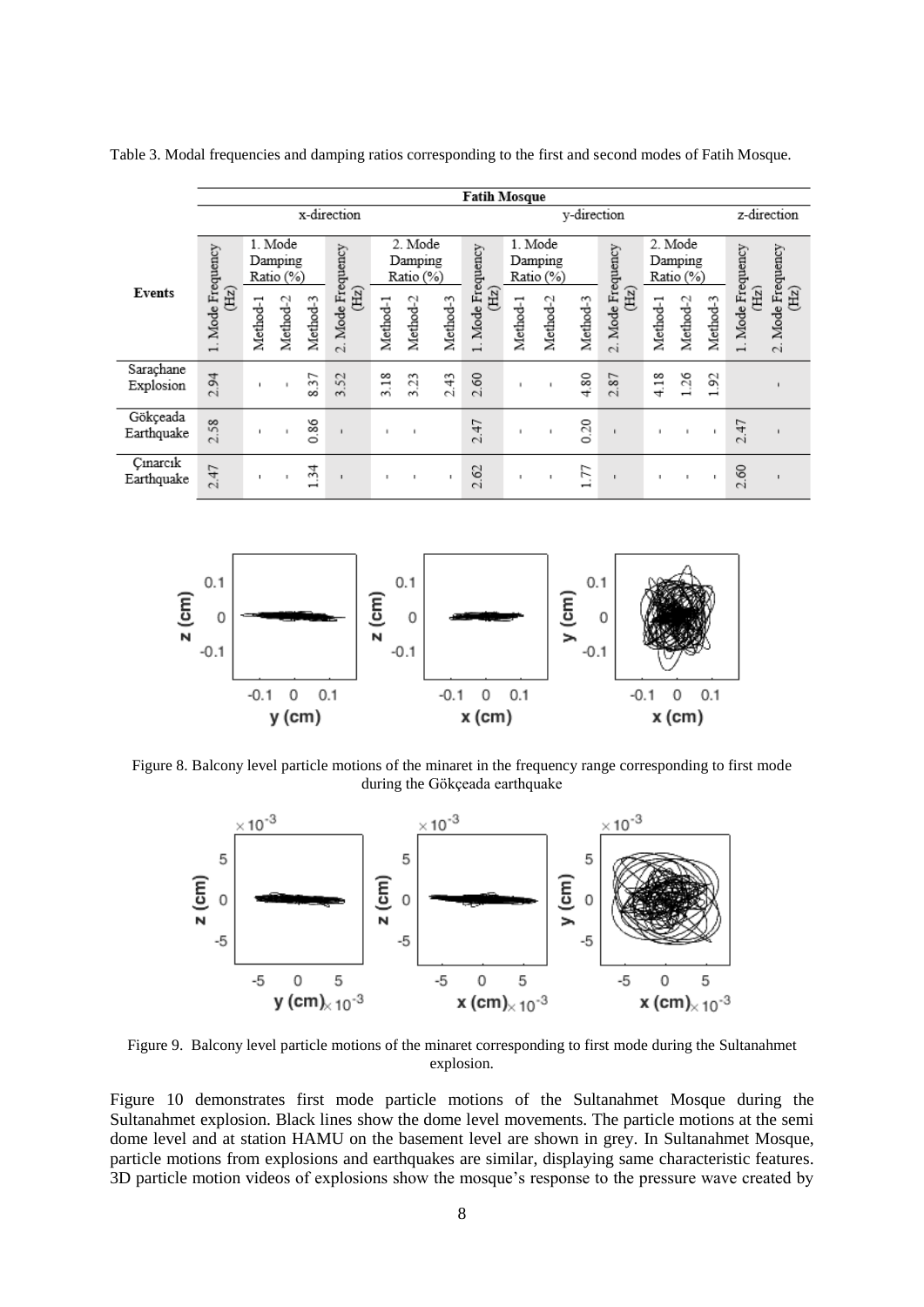Table 3. Modal frequencies and damping ratios corresponding to the first and second modes of Fatih Mosque.

| Events | Fatih Mosque | | | | | | | | | | | | | | | | | |
|---|---|---|---|---|---|---|---|---|---|---|---|---|---|---|---|---|---|---|
| | x-direction | | | | | | | | y-direction | | | | | | | | z-direction | |
| | 1. Mode Frequency (Hz) | 1. Mode Damping Ratio (%) | | | 2. Mode Frequency (Hz) | 2. Mode Damping Ratio (%) | | | 1. Mode Frequency (Hz) | 1. Mode Damping Ratio (%) | | | 2. Mode Frequency (Hz) | 2. Mode Damping Ratio (%) | | | 1. Mode Frequency (Hz) | 2. Mode Frequency (Hz) |
| | | Method-1 | Method-2 | Method-3 | | Method-1 | Method-2 | Method-3 | | Method-1 | Method-2 | Method-3 | | Method-1 | Method-2 | Method-3 | | |
| Saraçhane Explosion | 2.94 | - | - | 8.37 | 3.52 | 3.18 | 3.23 | 2.43 | 2.60 | - | - | 4.80 | 2.87 | 4.18 | 1.26 | 1.92 | | - |
| Gökçeada Earthquake | 2.58 | - | - | 0.86 | - | - | - | | 2.47 | - | - | 0.20 | - | - | - | - | 2.47 | - |
| Çınarcık Earthquake | 2.47 | - | - | 1.34 | - | - | - | - | 2.62 | - | - | 1.77 | - | - | - | - | 2.60 | - |

Figure 8. Balcony level particle motions of the minaret in the frequency range corresponding to first mode during the Gökçeada earthquake

Figure 9. Balcony level particle motions of the minaret corresponding to first mode during the Sultanahmet explosion.

Figure 10 demonstrates first mode particle motions of the Sultanahmet Mosque during the Sultanahmet explosion. Black lines show the dome level movements. The particle motions at the semi dome level and at station HAMU on the basement level are shown in grey. In Sultanahmet Mosque, particle motions from explosions and earthquakes are similar, displaying same characteristic features. 3D particle motion videos of explosions show the mosque's response to the pressure wave created by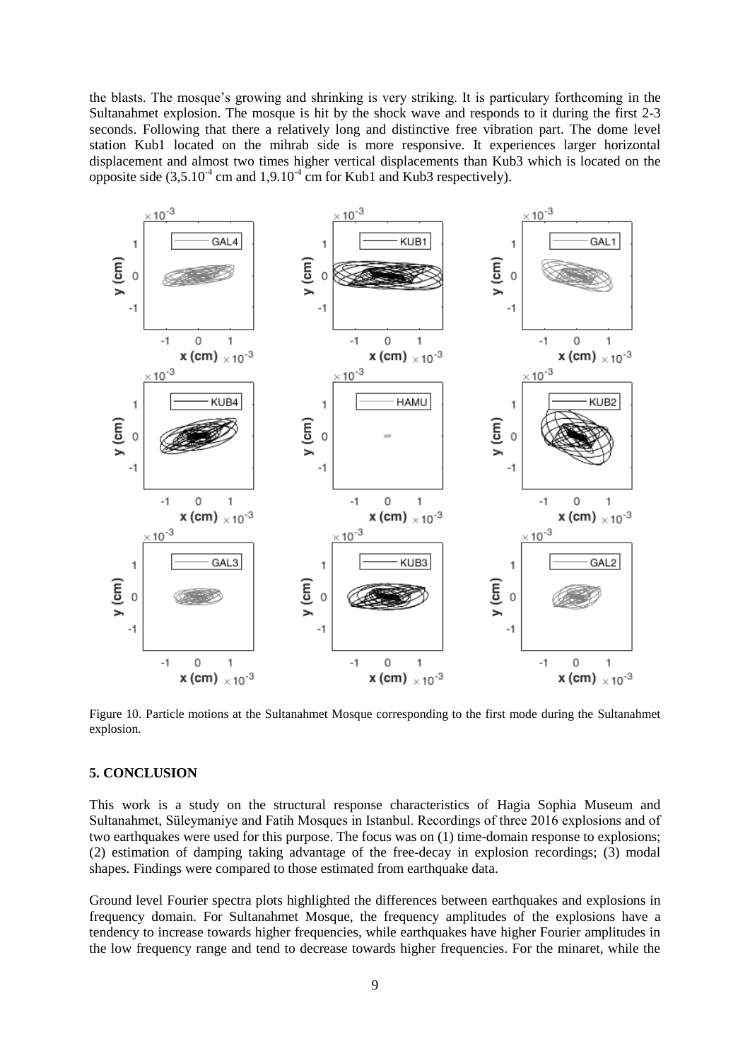the blasts. The mosque's growing and shrinking is very striking. It is particulary forthcoming in the Sultanahmet explosion. The mosque is hit by the shock wave and responds to it during the first 2-3 seconds. Following that there a relatively long and distinctive free vibration part. The dome level station Kub1 located on the mihrab side is more responsive. It experiences larger horizontal displacement and almost two times higher vertical displacements than Kub3 which is located on the opposite side ($3{,}5.10^{-4}$ cm and $1{,}9.10^{-4}$ cm for Kub1 and Kub3 respectively).

Figure 10. Particle motions at the Sultanahmet Mosque corresponding to the first mode during the Sultanahmet explosion.

## 5. CONCLUSION

This work is a study on the structural response characteristics of Hagia Sophia Museum and Sultanahmet, Süleymaniye and Fatih Mosques in Istanbul. Recordings of three 2016 explosions and of two earthquakes were used for this purpose. The focus was on (1) time-domain response to explosions; (2) estimation of damping taking advantage of the free-decay in explosion recordings; (3) modal shapes. Findings were compared to those estimated from earthquake data.

Ground level Fourier spectra plots highlighted the differences between earthquakes and explosions in frequency domain. For Sultanahmet Mosque, the frequency amplitudes of the explosions have a tendency to increase towards higher frequencies, while earthquakes have higher Fourier amplitudes in the low frequency range and tend to decrease towards higher frequencies. For the minaret, while the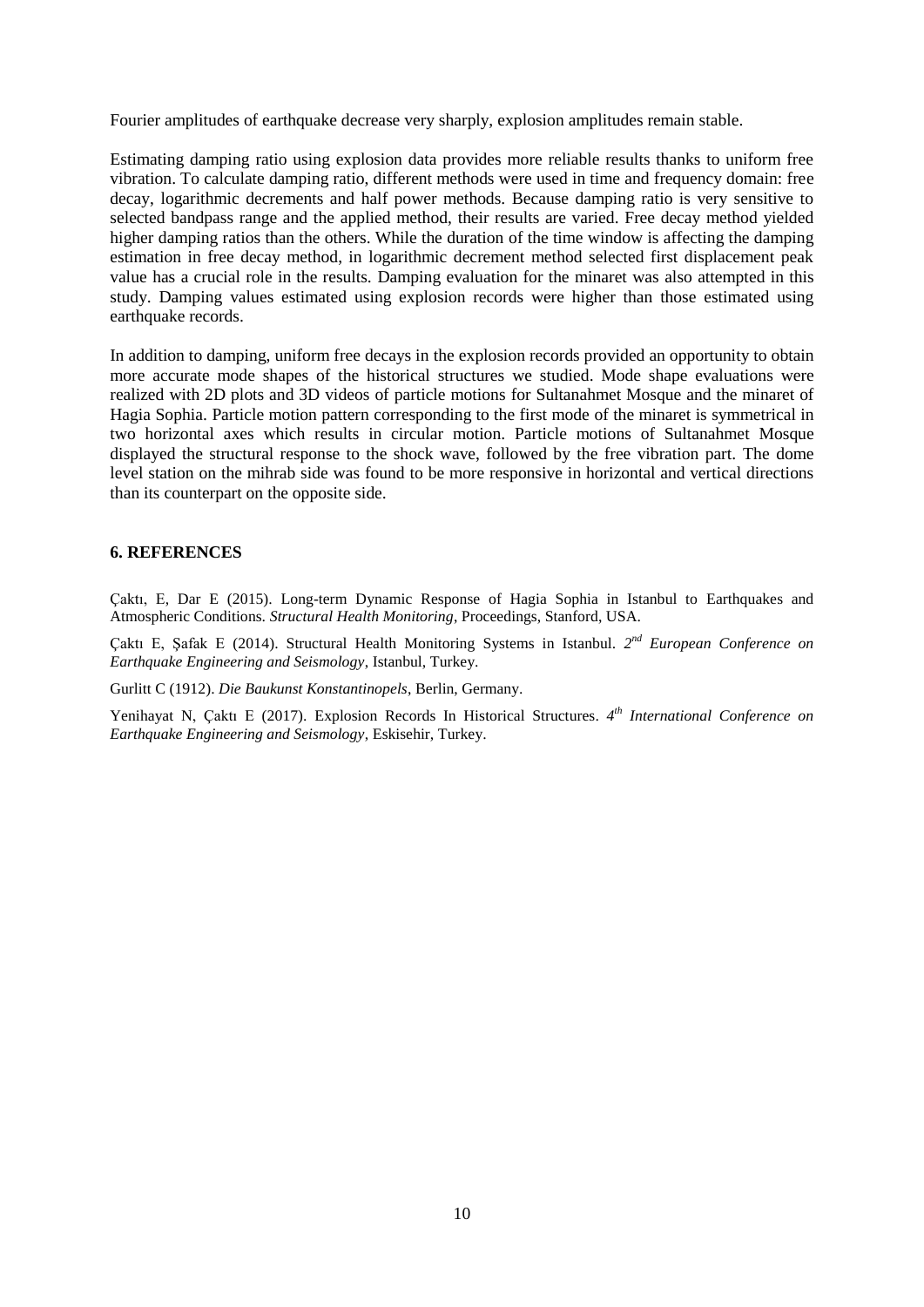Fourier amplitudes of earthquake decrease very sharply, explosion amplitudes remain stable.

Estimating damping ratio using explosion data provides more reliable results thanks to uniform free vibration. To calculate damping ratio, different methods were used in time and frequency domain: free decay, logarithmic decrements and half power methods. Because damping ratio is very sensitive to selected bandpass range and the applied method, their results are varied. Free decay method yielded higher damping ratios than the others. While the duration of the time window is affecting the damping estimation in free decay method, in logarithmic decrement method selected first displacement peak value has a crucial role in the results. Damping evaluation for the minaret was also attempted in this study. Damping values estimated using explosion records were higher than those estimated using earthquake records.

In addition to damping, uniform free decays in the explosion records provided an opportunity to obtain more accurate mode shapes of the historical structures we studied. Mode shape evaluations were realized with 2D plots and 3D videos of particle motions for Sultanahmet Mosque and the minaret of Hagia Sophia. Particle motion pattern corresponding to the first mode of the minaret is symmetrical in two horizontal axes which results in circular motion. Particle motions of Sultanahmet Mosque displayed the structural response to the shock wave, followed by the free vibration part. The dome level station on the mihrab side was found to be more responsive in horizontal and vertical directions than its counterpart on the opposite side.

## 6. REFERENCES

Çaktı, E, Dar E (2015). Long-term Dynamic Response of Hagia Sophia in Istanbul to Earthquakes and Atmospheric Conditions. *Structural Health Monitoring*, Proceedings, Stanford, USA.

Çaktı E, Şafak E (2014). Structural Health Monitoring Systems in Istanbul. *2nd European Conference on Earthquake Engineering and Seismology*, Istanbul, Turkey.

Gurlitt C (1912). *Die Baukunst Konstantinopels*, Berlin, Germany.

Yenihayat N, Çaktı E (2017). Explosion Records In Historical Structures. *4th International Conference on Earthquake Engineering and Seismology*, Eskisehir, Turkey.